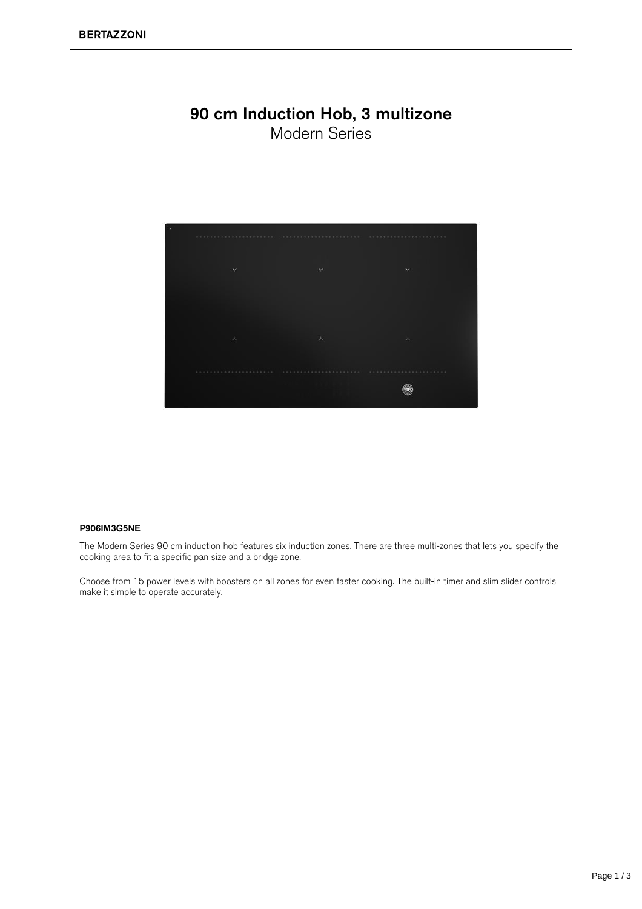# 90 cm Induction Hob, 3 multizone

Modern Series

**P906IM3G5NE**

The Modern Series 90 cm induction hob features six induction zones. There are three multi-zones that lets you specify the cooking area to fit a specific pan size and a bridge zone.

Choose from 15 power levels with boosters on all zones for even faster cooking. The built-in timer and slim slider controls make it simple to operate accurately.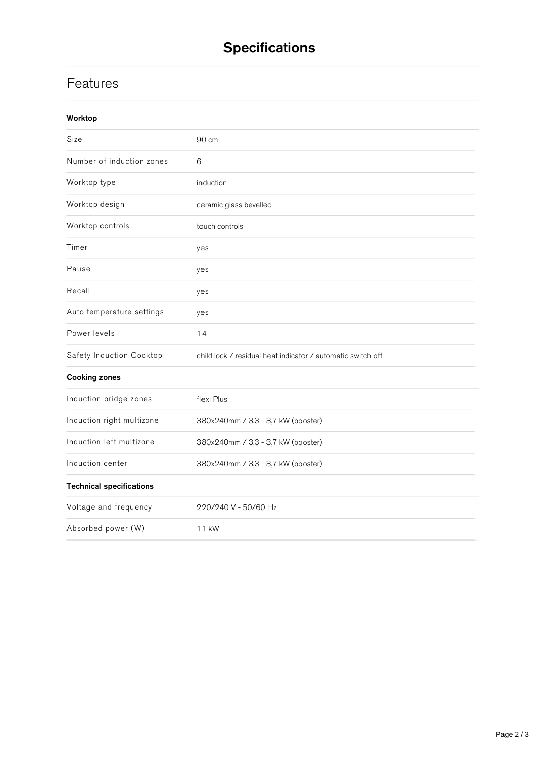# Specifications

## Features

| **Worktop** | |
|---|---|
| Size | 90 cm |
| Number of induction zones | 6 |
| Worktop type | induction |
| Worktop design | ceramic glass bevelled |
| Worktop controls | touch controls |
| Timer | yes |
| Pause | yes |
| Recall | yes |
| Auto temperature settings | yes |
| Power levels | 14 |
| Safety Induction Cooktop | child lock / residual heat indicator / automatic switch off |

| **Cooking zones** | |
|---|---|
| Induction bridge zones | flexi Plus |
| Induction right multizone | 380x240mm / 3,3 - 3,7 kW (booster) |
| Induction left multizone | 380x240mm / 3,3 - 3,7 kW (booster) |
| Induction center | 380x240mm / 3,3 - 3,7 kW (booster) |

| **Technical specifications** | |
|---|---|
| Voltage and frequency | 220/240 V - 50/60 Hz |
| Absorbed power (W) | 11 kW |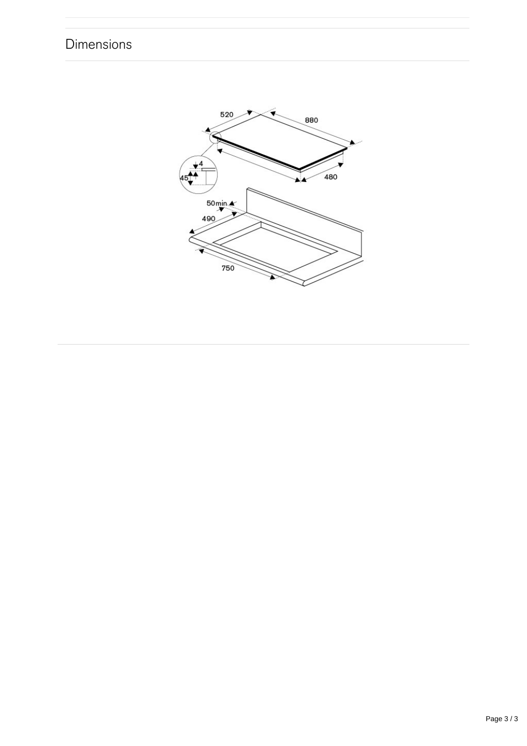## Dimensions

520

880

4

45

480

50min

490

750